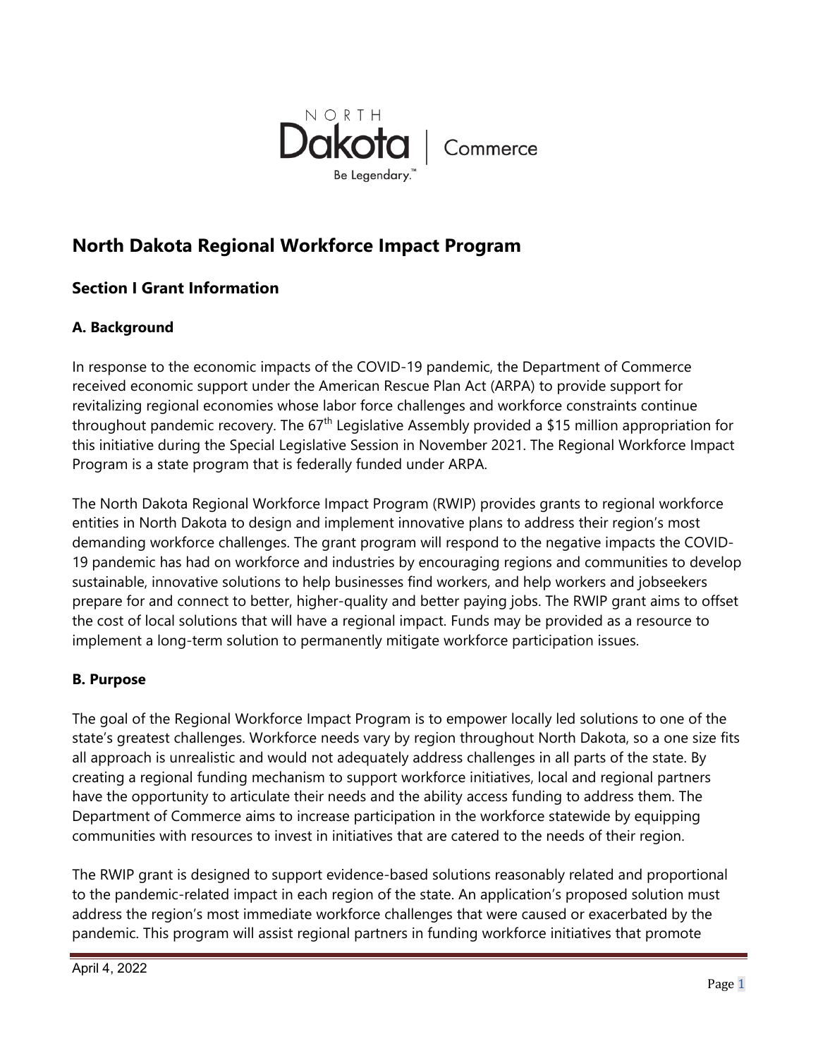NORTH Dakota | Commerce
Be Legendary.™

# North Dakota Regional Workforce Impact Program

## Section I Grant Information

### A. Background

In response to the economic impacts of the COVID-19 pandemic, the Department of Commerce received economic support under the American Rescue Plan Act (ARPA) to provide support for revitalizing regional economies whose labor force challenges and workforce constraints continue throughout pandemic recovery. The 67th Legislative Assembly provided a $15 million appropriation for this initiative during the Special Legislative Session in November 2021. The Regional Workforce Impact Program is a state program that is federally funded under ARPA.

The North Dakota Regional Workforce Impact Program (RWIP) provides grants to regional workforce entities in North Dakota to design and implement innovative plans to address their region's most demanding workforce challenges. The grant program will respond to the negative impacts the COVID-19 pandemic has had on workforce and industries by encouraging regions and communities to develop sustainable, innovative solutions to help businesses find workers, and help workers and jobseekers prepare for and connect to better, higher-quality and better paying jobs. The RWIP grant aims to offset the cost of local solutions that will have a regional impact. Funds may be provided as a resource to implement a long-term solution to permanently mitigate workforce participation issues.

### B. Purpose

The goal of the Regional Workforce Impact Program is to empower locally led solutions to one of the state's greatest challenges. Workforce needs vary by region throughout North Dakota, so a one size fits all approach is unrealistic and would not adequately address challenges in all parts of the state. By creating a regional funding mechanism to support workforce initiatives, local and regional partners have the opportunity to articulate their needs and the ability access funding to address them. The Department of Commerce aims to increase participation in the workforce statewide by equipping communities with resources to invest in initiatives that are catered to the needs of their region.

The RWIP grant is designed to support evidence-based solutions reasonably related and proportional to the pandemic-related impact in each region of the state. An application's proposed solution must address the region's most immediate workforce challenges that were caused or exacerbated by the pandemic. This program will assist regional partners in funding workforce initiatives that promote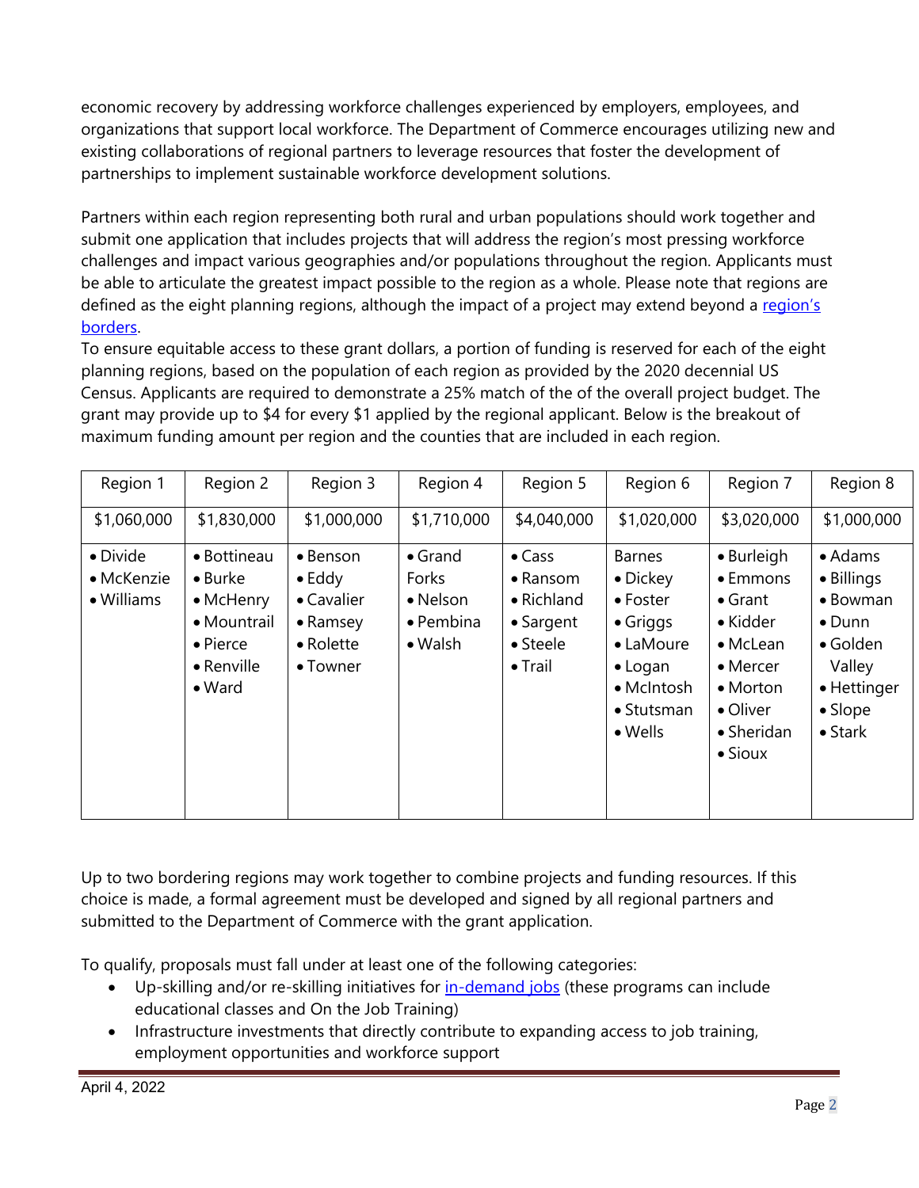economic recovery by addressing workforce challenges experienced by employers, employees, and organizations that support local workforce. The Department of Commerce encourages utilizing new and existing collaborations of regional partners to leverage resources that foster the development of partnerships to implement sustainable workforce development solutions.

Partners within each region representing both rural and urban populations should work together and submit one application that includes projects that will address the region's most pressing workforce challenges and impact various geographies and/or populations throughout the region. Applicants must be able to articulate the greatest impact possible to the region as a whole. Please note that regions are defined as the eight planning regions, although the impact of a project may extend beyond a [region's borders](#).

To ensure equitable access to these grant dollars, a portion of funding is reserved for each of the eight planning regions, based on the population of each region as provided by the 2020 decennial US Census. Applicants are required to demonstrate a 25% match of the of the overall project budget. The grant may provide up to $4 for every $1 applied by the regional applicant. Below is the breakout of maximum funding amount per region and the counties that are included in each region.

| Region 1 | Region 2 | Region 3 | Region 4 | Region 5 | Region 6 | Region 7 | Region 8 |
|---|---|---|---|---|---|---|---|
| $1,060,000 | $1,830,000 | $1,000,000 | $1,710,000 | $4,040,000 | $1,020,000 | $3,020,000 | $1,000,000 |
| • Divide<br>• McKenzie<br>• Williams | • Bottineau<br>• Burke<br>• McHenry<br>• Mountrail<br>• Pierce<br>• Renville<br>• Ward | • Benson<br>• Eddy<br>• Cavalier<br>• Ramsey<br>• Rolette<br>• Towner | • Grand Forks<br>• Nelson<br>• Pembina<br>• Walsh | • Cass<br>• Ransom<br>• Richland<br>• Sargent<br>• Steele<br>• Trail | Barnes<br>• Dickey<br>• Foster<br>• Griggs<br>• LaMoure<br>• Logan<br>• McIntosh<br>• Stutsman<br>• Wells | • Burleigh<br>• Emmons<br>• Grant<br>• Kidder<br>• McLean<br>• Mercer<br>• Morton<br>• Oliver<br>• Sheridan<br>• Sioux | • Adams<br>• Billings<br>• Bowman<br>• Dunn<br>• Golden Valley<br>• Hettinger<br>• Slope<br>• Stark |

Up to two bordering regions may work together to combine projects and funding resources. If this choice is made, a formal agreement must be developed and signed by all regional partners and submitted to the Department of Commerce with the grant application.

To qualify, proposals must fall under at least one of the following categories:

- Up-skilling and/or re-skilling initiatives for [in-demand jobs](#) (these programs can include educational classes and On the Job Training)
- Infrastructure investments that directly contribute to expanding access to job training, employment opportunities and workforce support

April 4, 2022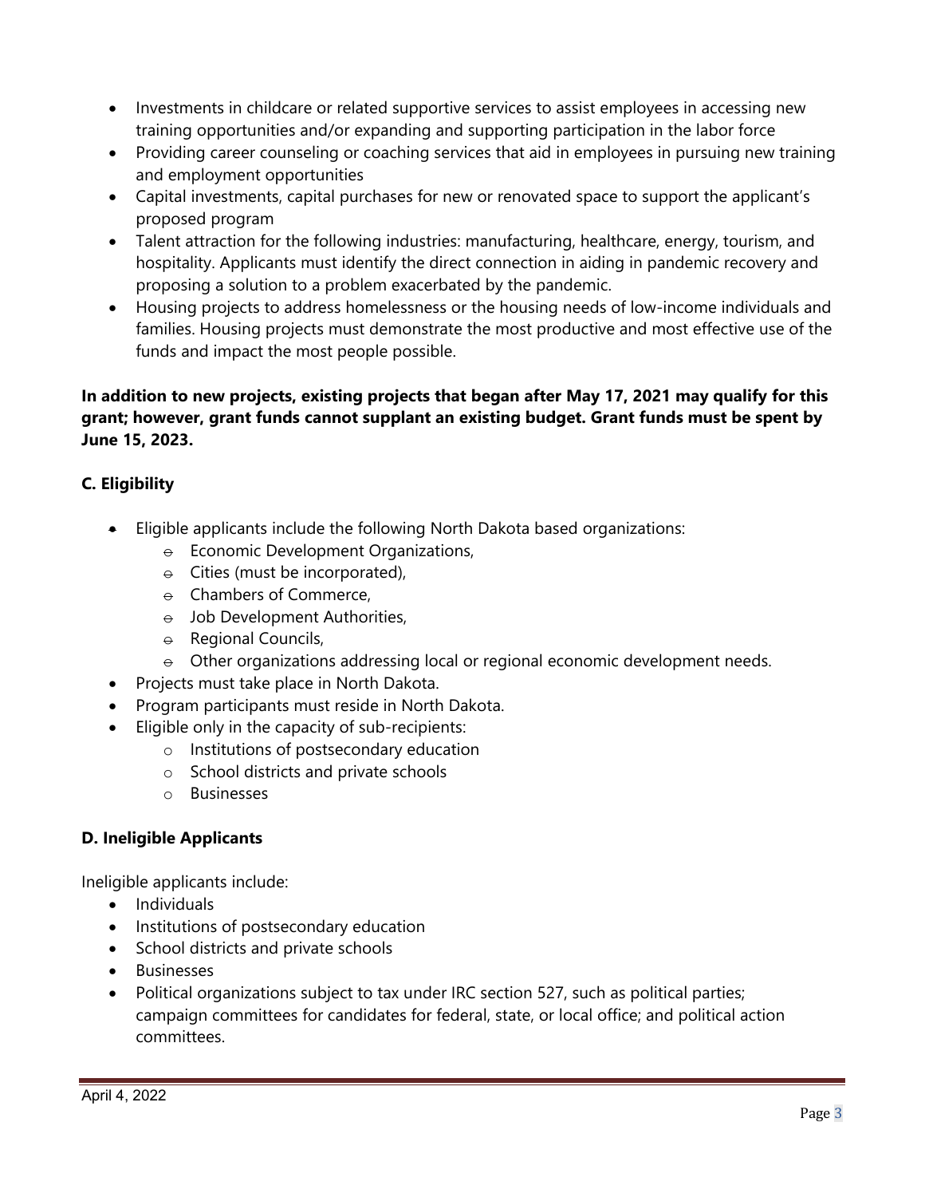- Investments in childcare or related supportive services to assist employees in accessing new training opportunities and/or expanding and supporting participation in the labor force
- Providing career counseling or coaching services that aid in employees in pursuing new training and employment opportunities
- Capital investments, capital purchases for new or renovated space to support the applicant's proposed program
- Talent attraction for the following industries: manufacturing, healthcare, energy, tourism, and hospitality. Applicants must identify the direct connection in aiding in pandemic recovery and proposing a solution to a problem exacerbated by the pandemic.
- Housing projects to address homelessness or the housing needs of low-income individuals and families. Housing projects must demonstrate the most productive and most effective use of the funds and impact the most people possible.

**In addition to new projects, existing projects that began after May 17, 2021 may qualify for this grant; however, grant funds cannot supplant an existing budget. Grant funds must be spent by June 15, 2023.**

### C. Eligibility

- Eligible applicants include the following North Dakota based organizations:
  - Economic Development Organizations,
  - Cities (must be incorporated),
  - Chambers of Commerce,
  - Job Development Authorities,
  - Regional Councils,
  - Other organizations addressing local or regional economic development needs.
- Projects must take place in North Dakota.
- Program participants must reside in North Dakota.
- Eligible only in the capacity of sub-recipients:
  - Institutions of postsecondary education
  - School districts and private schools
  - Businesses

### D. Ineligible Applicants

Ineligible applicants include:

- Individuals
- Institutions of postsecondary education
- School districts and private schools
- Businesses
- Political organizations subject to tax under IRC section 527, such as political parties; campaign committees for candidates for federal, state, or local office; and political action committees.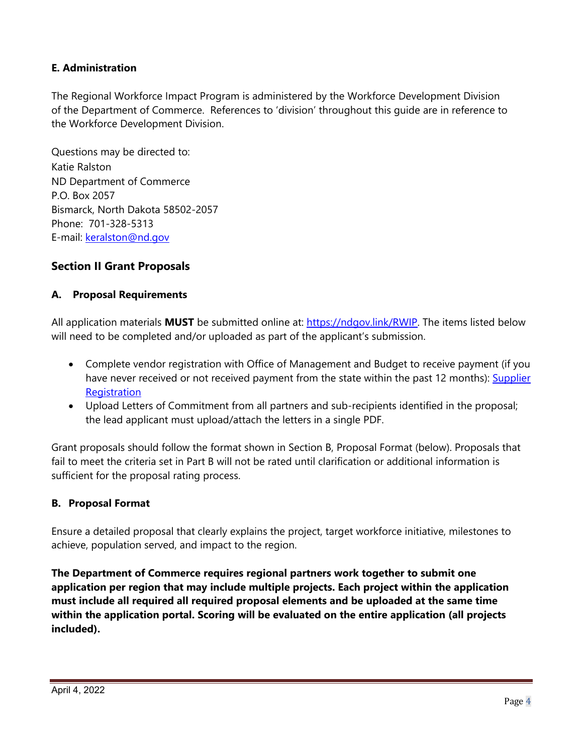### E. Administration

The Regional Workforce Impact Program is administered by the Workforce Development Division of the Department of Commerce. References to 'division' throughout this guide are in reference to the Workforce Development Division.

Questions may be directed to:
Katie Ralston
ND Department of Commerce
P.O. Box 2057
Bismarck, North Dakota 58502-2057
Phone: 701-328-5313
E-mail: [keralston@nd.gov](mailto:keralston@nd.gov)

## Section II Grant Proposals

### A. Proposal Requirements

All application materials **MUST** be submitted online at: [https://ndgov.link/RWIP](https://ndgov.link/RWIP). The items listed below will need to be completed and/or uploaded as part of the applicant's submission.

- Complete vendor registration with Office of Management and Budget to receive payment (if you have never received or not received payment from the state within the past 12 months): Supplier Registration
- Upload Letters of Commitment from all partners and sub-recipients identified in the proposal; the lead applicant must upload/attach the letters in a single PDF.

Grant proposals should follow the format shown in Section B, Proposal Format (below). Proposals that fail to meet the criteria set in Part B will not be rated until clarification or additional information is sufficient for the proposal rating process.

### B. Proposal Format

Ensure a detailed proposal that clearly explains the project, target workforce initiative, milestones to achieve, population served, and impact to the region.

**The Department of Commerce requires regional partners work together to submit one application per region that may include multiple projects. Each project within the application must include all required all required proposal elements and be uploaded at the same time within the application portal. Scoring will be evaluated on the entire application (all projects included).**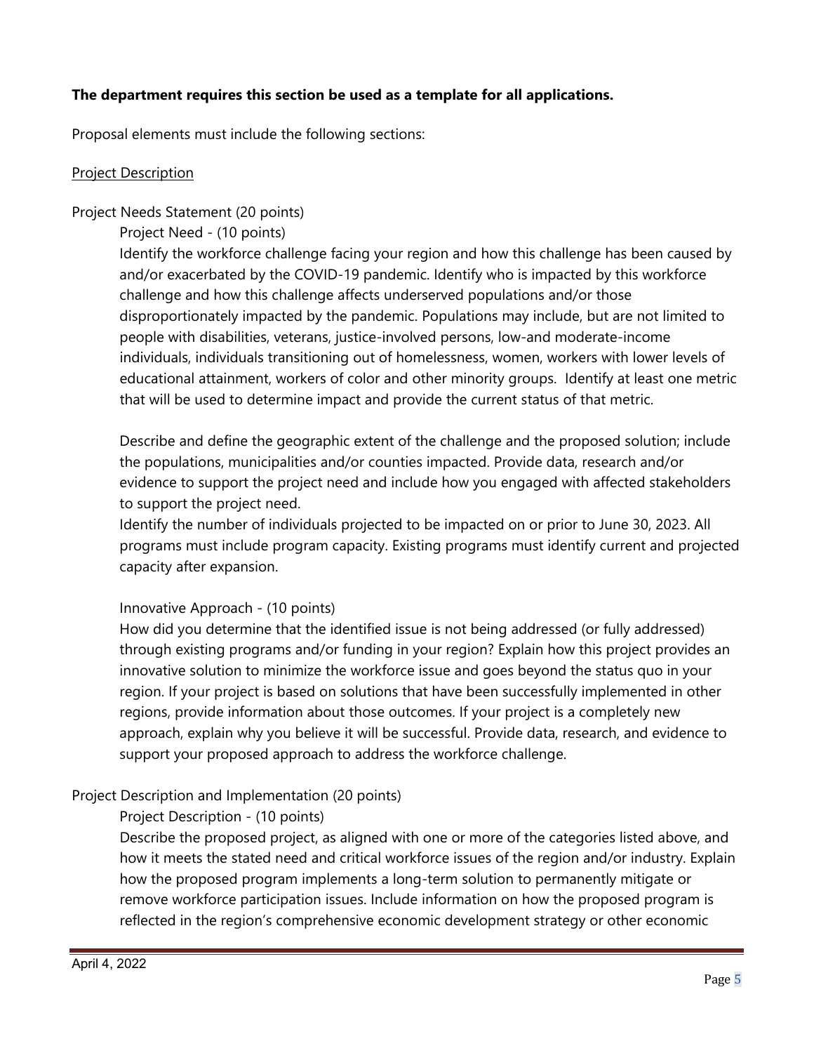**The department requires this section be used as a template for all applications.**

Proposal elements must include the following sections:

Project Description

Project Needs Statement (20 points)

Project Need - (10 points)

Identify the workforce challenge facing your region and how this challenge has been caused by and/or exacerbated by the COVID-19 pandemic. Identify who is impacted by this workforce challenge and how this challenge affects underserved populations and/or those disproportionately impacted by the pandemic. Populations may include, but are not limited to people with disabilities, veterans, justice-involved persons, low-and moderate-income individuals, individuals transitioning out of homelessness, women, workers with lower levels of educational attainment, workers of color and other minority groups. Identify at least one metric that will be used to determine impact and provide the current status of that metric.

Describe and define the geographic extent of the challenge and the proposed solution; include the populations, municipalities and/or counties impacted. Provide data, research and/or evidence to support the project need and include how you engaged with affected stakeholders to support the project need.

Identify the number of individuals projected to be impacted on or prior to June 30, 2023. All programs must include program capacity. Existing programs must identify current and projected capacity after expansion.

Innovative Approach - (10 points)

How did you determine that the identified issue is not being addressed (or fully addressed) through existing programs and/or funding in your region? Explain how this project provides an innovative solution to minimize the workforce issue and goes beyond the status quo in your region. If your project is based on solutions that have been successfully implemented in other regions, provide information about those outcomes. If your project is a completely new approach, explain why you believe it will be successful. Provide data, research, and evidence to support your proposed approach to address the workforce challenge.

Project Description and Implementation (20 points)

Project Description - (10 points)

Describe the proposed project, as aligned with one or more of the categories listed above, and how it meets the stated need and critical workforce issues of the region and/or industry. Explain how the proposed program implements a long-term solution to permanently mitigate or remove workforce participation issues. Include information on how the proposed program is reflected in the region's comprehensive economic development strategy or other economic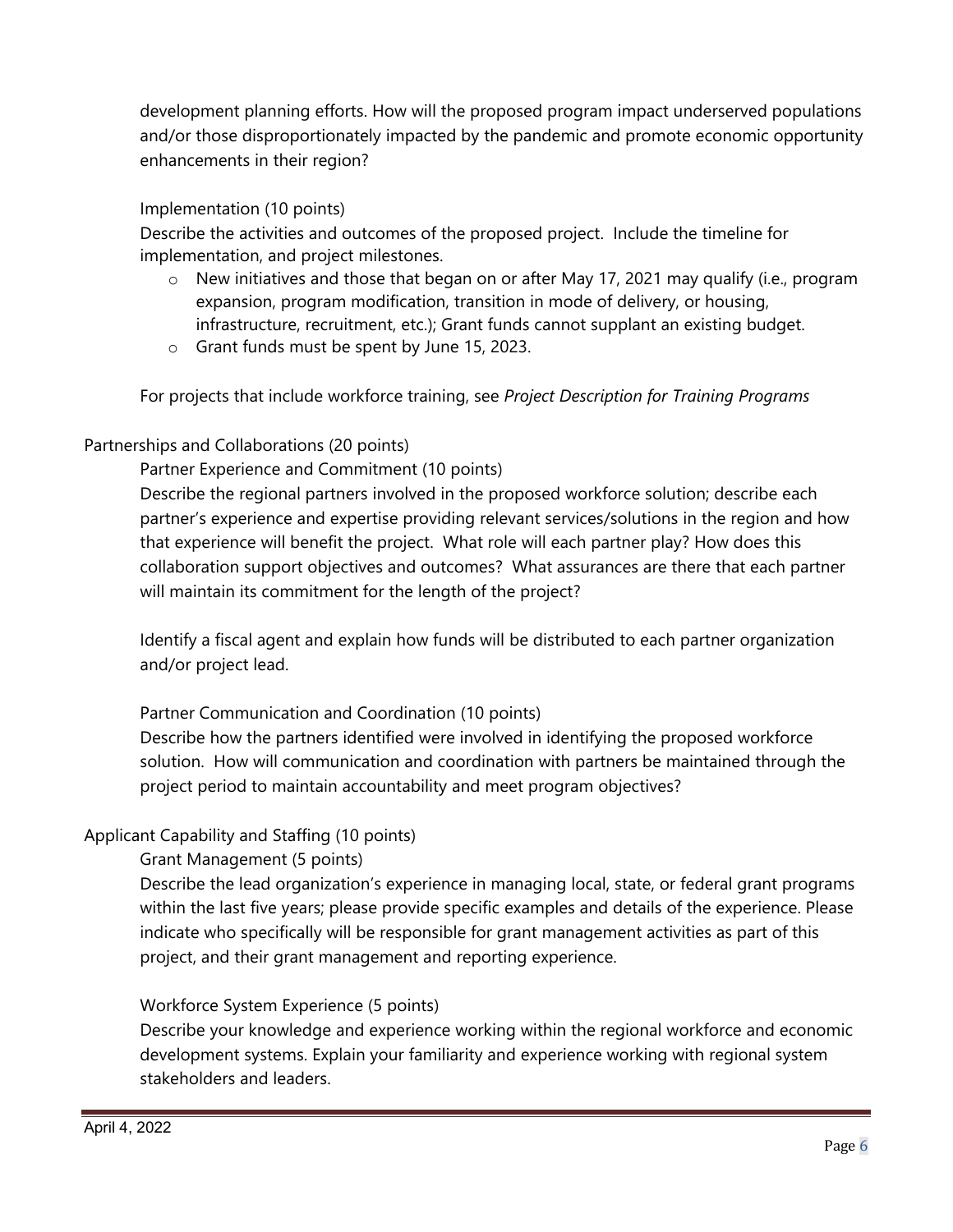development planning efforts. How will the proposed program impact underserved populations and/or those disproportionately impacted by the pandemic and promote economic opportunity enhancements in their region?

#### Implementation (10 points)

Describe the activities and outcomes of the proposed project. Include the timeline for implementation, and project milestones.

- New initiatives and those that began on or after May 17, 2021 may qualify (i.e., program expansion, program modification, transition in mode of delivery, or housing, infrastructure, recruitment, etc.); Grant funds cannot supplant an existing budget.
- Grant funds must be spent by June 15, 2023.

For projects that include workforce training, see *Project Description for Training Programs*

### Partnerships and Collaborations (20 points)

#### Partner Experience and Commitment (10 points)

Describe the regional partners involved in the proposed workforce solution; describe each partner's experience and expertise providing relevant services/solutions in the region and how that experience will benefit the project. What role will each partner play? How does this collaboration support objectives and outcomes? What assurances are there that each partner will maintain its commitment for the length of the project?

Identify a fiscal agent and explain how funds will be distributed to each partner organization and/or project lead.

#### Partner Communication and Coordination (10 points)

Describe how the partners identified were involved in identifying the proposed workforce solution. How will communication and coordination with partners be maintained through the project period to maintain accountability and meet program objectives?

### Applicant Capability and Staffing (10 points)

#### Grant Management (5 points)

Describe the lead organization's experience in managing local, state, or federal grant programs within the last five years; please provide specific examples and details of the experience. Please indicate who specifically will be responsible for grant management activities as part of this project, and their grant management and reporting experience.

#### Workforce System Experience (5 points)

Describe your knowledge and experience working within the regional workforce and economic development systems. Explain your familiarity and experience working with regional system stakeholders and leaders.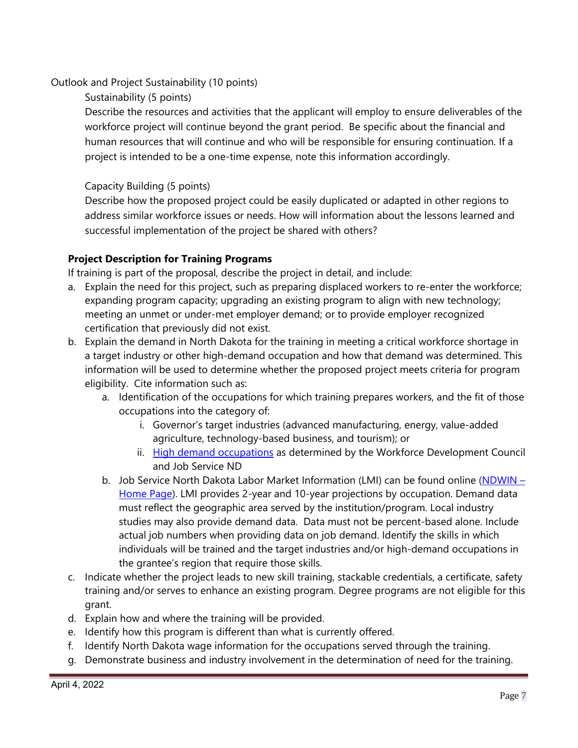Outlook and Project Sustainability (10 points)

Sustainability (5 points)

Describe the resources and activities that the applicant will employ to ensure deliverables of the workforce project will continue beyond the grant period. Be specific about the financial and human resources that will continue and who will be responsible for ensuring continuation. If a project is intended to be a one-time expense, note this information accordingly.

Capacity Building (5 points)

Describe how the proposed project could be easily duplicated or adapted in other regions to address similar workforce issues or needs. How will information about the lessons learned and successful implementation of the project be shared with others?

**Project Description for Training Programs**

If training is part of the proposal, describe the project in detail, and include:

a. Explain the need for this project, such as preparing displaced workers to re-enter the workforce; expanding program capacity; upgrading an existing program to align with new technology; meeting an unmet or under-met employer demand; or to provide employer recognized certification that previously did not exist.
b. Explain the demand in North Dakota for the training in meeting a critical workforce shortage in a target industry or other high-demand occupation and how that demand was determined. This information will be used to determine whether the proposed project meets criteria for program eligibility. Cite information such as:
    a. Identification of the occupations for which training prepares workers, and the fit of those occupations into the category of:
        i. Governor's target industries (advanced manufacturing, energy, value-added agriculture, technology-based business, and tourism); or
        ii. High demand occupations as determined by the Workforce Development Council and Job Service ND
    b. Job Service North Dakota Labor Market Information (LMI) can be found online (NDWIN – Home Page). LMI provides 2-year and 10-year projections by occupation. Demand data must reflect the geographic area served by the institution/program. Local industry studies may also provide demand data. Data must not be percent-based alone. Include actual job numbers when providing data on job demand. Identify the skills in which individuals will be trained and the target industries and/or high-demand occupations in the grantee's region that require those skills.
c. Indicate whether the project leads to new skill training, stackable credentials, a certificate, safety training and/or serves to enhance an existing program. Degree programs are not eligible for this grant.
d. Explain how and where the training will be provided.
e. Identify how this program is different than what is currently offered.
f. Identify North Dakota wage information for the occupations served through the training.
g. Demonstrate business and industry involvement in the determination of need for the training.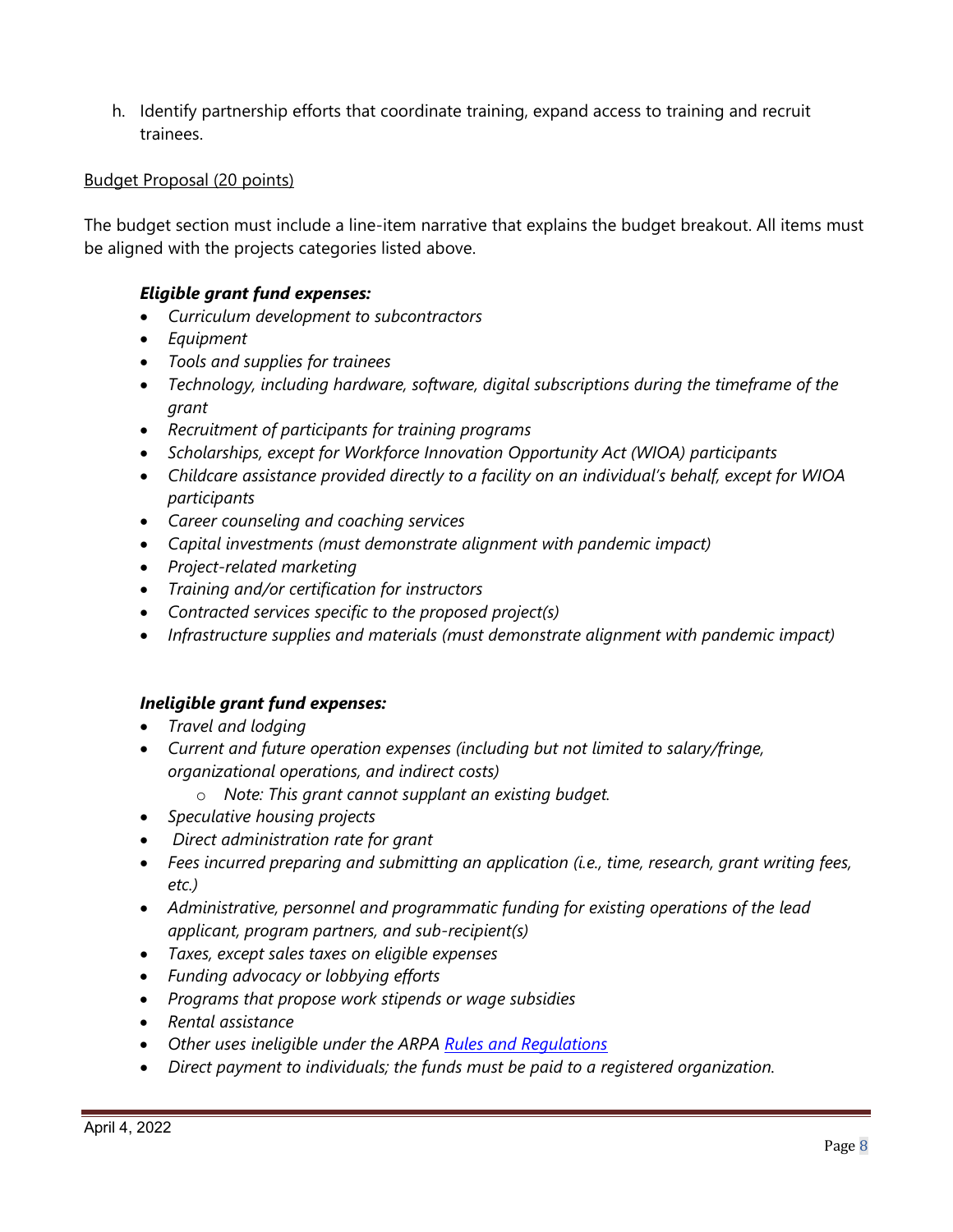h. Identify partnership efforts that coordinate training, expand access to training and recruit trainees.

Budget Proposal (20 points)

The budget section must include a line-item narrative that explains the budget breakout. All items must be aligned with the projects categories listed above.

***Eligible grant fund expenses:***

- *Curriculum development to subcontractors*
- *Equipment*
- *Tools and supplies for trainees*
- *Technology, including hardware, software, digital subscriptions during the timeframe of the grant*
- *Recruitment of participants for training programs*
- *Scholarships, except for Workforce Innovation Opportunity Act (WIOA) participants*
- *Childcare assistance provided directly to a facility on an individual's behalf, except for WIOA participants*
- *Career counseling and coaching services*
- *Capital investments (must demonstrate alignment with pandemic impact)*
- *Project-related marketing*
- *Training and/or certification for instructors*
- *Contracted services specific to the proposed project(s)*
- *Infrastructure supplies and materials (must demonstrate alignment with pandemic impact)*

***Ineligible grant fund expenses:***

- *Travel and lodging*
- *Current and future operation expenses (including but not limited to salary/fringe, organizational operations, and indirect costs)*
  - *Note: This grant cannot supplant an existing budget.*
- *Speculative housing projects*
- *Direct administration rate for grant*
- *Fees incurred preparing and submitting an application (i.e., time, research, grant writing fees, etc.)*
- *Administrative, personnel and programmatic funding for existing operations of the lead applicant, program partners, and sub-recipient(s)*
- *Taxes, except sales taxes on eligible expenses*
- *Funding advocacy or lobbying efforts*
- *Programs that propose work stipends or wage subsidies*
- *Rental assistance*
- *Other uses ineligible under the ARPA Rules and Regulations*
- *Direct payment to individuals; the funds must be paid to a registered organization.*

April 4, 2022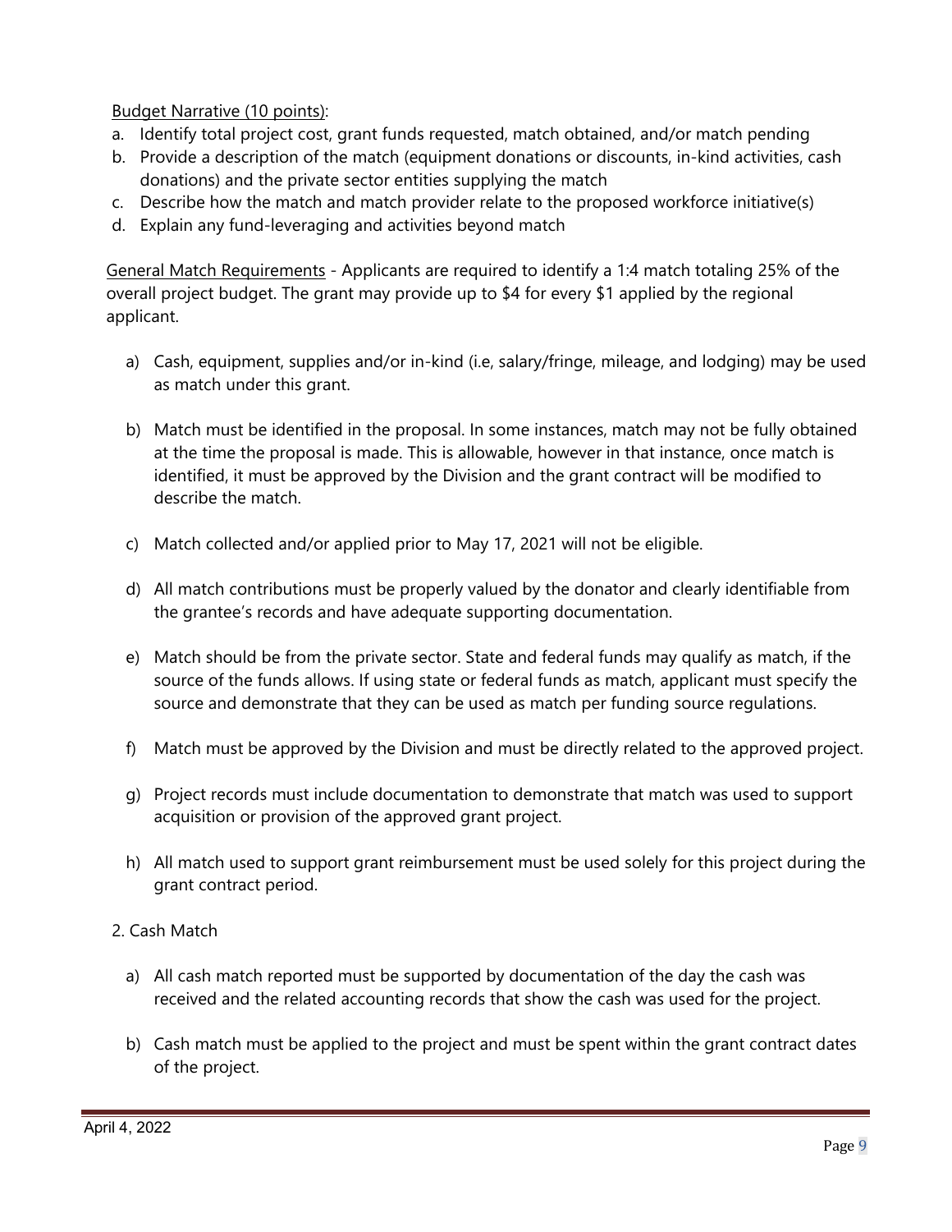<u>Budget Narrative (10 points)</u>:

a. Identify total project cost, grant funds requested, match obtained, and/or match pending
b. Provide a description of the match (equipment donations or discounts, in-kind activities, cash donations) and the private sector entities supplying the match
c. Describe how the match and match provider relate to the proposed workforce initiative(s)
d. Explain any fund-leveraging and activities beyond match

<u>General Match Requirements</u> - Applicants are required to identify a 1:4 match totaling 25% of the overall project budget. The grant may provide up to $4 for every $1 applied by the regional applicant.

a) Cash, equipment, supplies and/or in-kind (i.e, salary/fringe, mileage, and lodging) may be used as match under this grant.

b) Match must be identified in the proposal. In some instances, match may not be fully obtained at the time the proposal is made. This is allowable, however in that instance, once match is identified, it must be approved by the Division and the grant contract will be modified to describe the match.

c) Match collected and/or applied prior to May 17, 2021 will not be eligible.

d) All match contributions must be properly valued by the donator and clearly identifiable from the grantee's records and have adequate supporting documentation.

e) Match should be from the private sector. State and federal funds may qualify as match, if the source of the funds allows. If using state or federal funds as match, applicant must specify the source and demonstrate that they can be used as match per funding source regulations.

f) Match must be approved by the Division and must be directly related to the approved project.

g) Project records must include documentation to demonstrate that match was used to support acquisition or provision of the approved grant project.

h) All match used to support grant reimbursement must be used solely for this project during the grant contract period.

2. Cash Match

a) All cash match reported must be supported by documentation of the day the cash was received and the related accounting records that show the cash was used for the project.

b) Cash match must be applied to the project and must be spent within the grant contract dates of the project.

April 4, 2022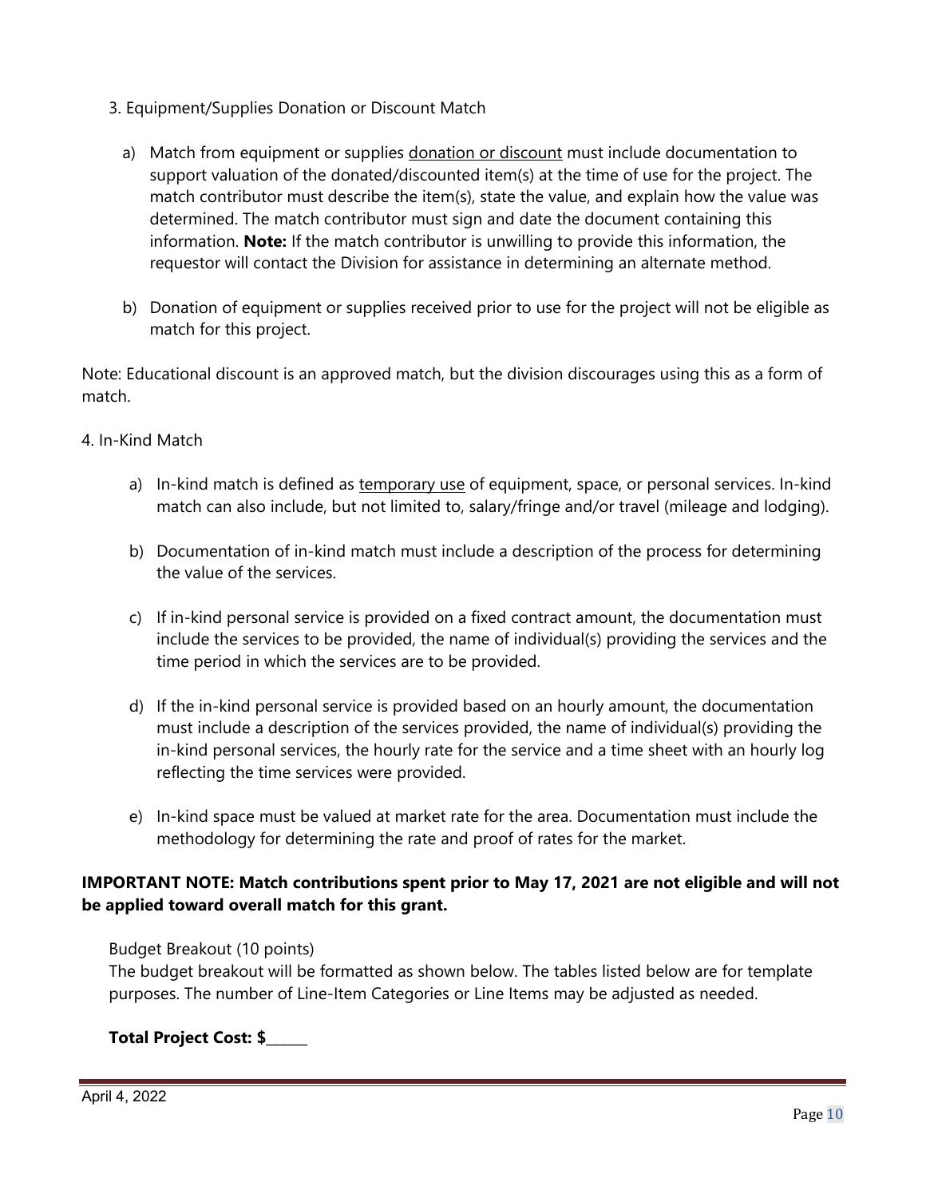3. Equipment/Supplies Donation or Discount Match

a) Match from equipment or supplies <u>donation or discount</u> must include documentation to support valuation of the donated/discounted item(s) at the time of use for the project. The match contributor must describe the item(s), state the value, and explain how the value was determined. The match contributor must sign and date the document containing this information. **Note:** If the match contributor is unwilling to provide this information, the requestor will contact the Division for assistance in determining an alternate method.

b) Donation of equipment or supplies received prior to use for the project will not be eligible as match for this project.

Note: Educational discount is an approved match, but the division discourages using this as a form of match.

4. In-Kind Match

a) In-kind match is defined as <u>temporary use</u> of equipment, space, or personal services. In-kind match can also include, but not limited to, salary/fringe and/or travel (mileage and lodging).

b) Documentation of in-kind match must include a description of the process for determining the value of the services.

c) If in-kind personal service is provided on a fixed contract amount, the documentation must include the services to be provided, the name of individual(s) providing the services and the time period in which the services are to be provided.

d) If the in-kind personal service is provided based on an hourly amount, the documentation must include a description of the services provided, the name of individual(s) providing the in-kind personal services, the hourly rate for the service and a time sheet with an hourly log reflecting the time services were provided.

e) In-kind space must be valued at market rate for the area. Documentation must include the methodology for determining the rate and proof of rates for the market.

**IMPORTANT NOTE: Match contributions spent prior to May 17, 2021 are not eligible and will not be applied toward overall match for this grant.**

Budget Breakout (10 points)
The budget breakout will be formatted as shown below. The tables listed below are for template purposes. The number of Line-Item Categories or Line Items may be adjusted as needed.

**Total Project Cost: $______**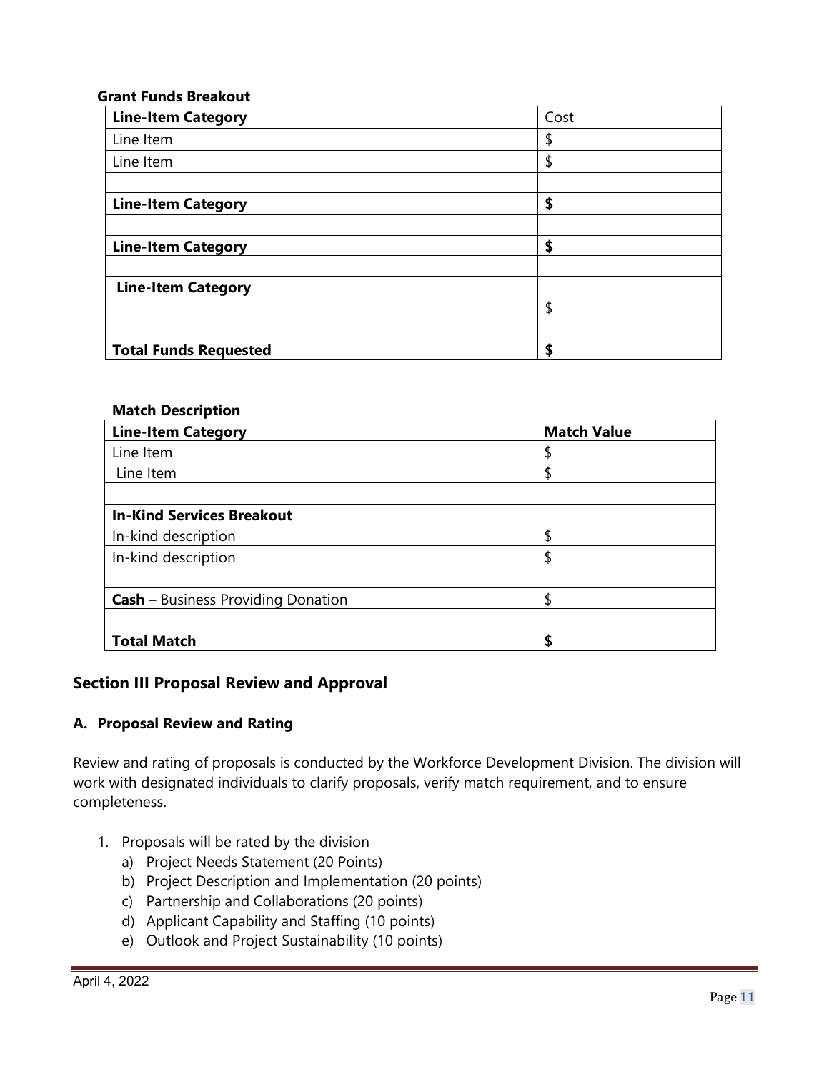**Grant Funds Breakout**

| **Line-Item Category** | Cost |
| --- | --- |
| Line Item | $ |
| Line Item | $ |
| | |
| **Line-Item Category** | **$** |
| | |
| **Line-Item Category** | **$** |
| | |
| **Line-Item Category** | |
| | $ |
| | |
| **Total Funds Requested** | **$** |

**Match Description**

| **Line-Item Category** | **Match Value** |
| --- | --- |
| Line Item | $ |
| Line Item | $ |
| | |
| **In-Kind Services Breakout** | |
| In-kind description | $ |
| In-kind description | $ |
| | |
| **Cash** – Business Providing Donation | $ |
| | |
| **Total Match** | **$** |

## Section III Proposal Review and Approval

### A. Proposal Review and Rating

Review and rating of proposals is conducted by the Workforce Development Division. The division will work with designated individuals to clarify proposals, verify match requirement, and to ensure completeness.

1. Proposals will be rated by the division
   a) Project Needs Statement (20 Points)
   b) Project Description and Implementation (20 points)
   c) Partnership and Collaborations (20 points)
   d) Applicant Capability and Staffing (10 points)
   e) Outlook and Project Sustainability (10 points)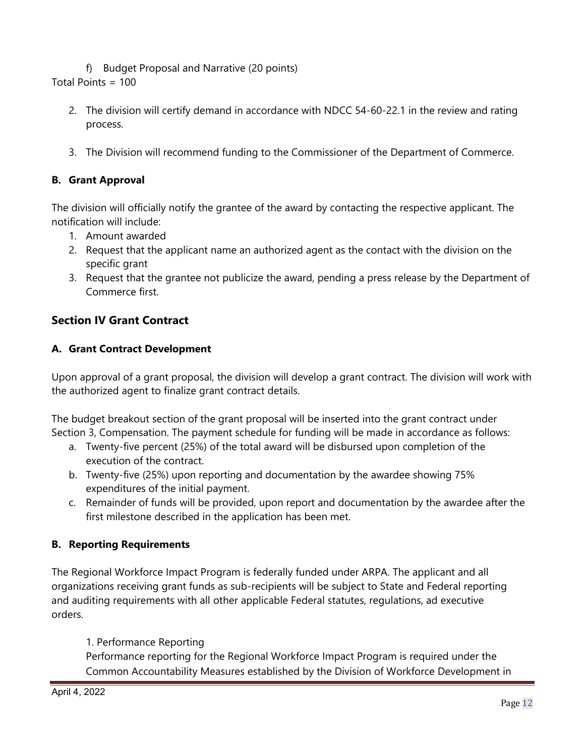f) Budget Proposal and Narrative (20 points)

Total Points = 100

2. The division will certify demand in accordance with NDCC 54-60-22.1 in the review and rating process.

3. The Division will recommend funding to the Commissioner of the Department of Commerce.

### B. Grant Approval

The division will officially notify the grantee of the award by contacting the respective applicant. The notification will include:

1. Amount awarded
2. Request that the applicant name an authorized agent as the contact with the division on the specific grant
3. Request that the grantee not publicize the award, pending a press release by the Department of Commerce first.

## Section IV Grant Contract

### A. Grant Contract Development

Upon approval of a grant proposal, the division will develop a grant contract. The division will work with the authorized agent to finalize grant contract details.

The budget breakout section of the grant proposal will be inserted into the grant contract under Section 3, Compensation. The payment schedule for funding will be made in accordance as follows:

a. Twenty-five percent (25%) of the total award will be disbursed upon completion of the execution of the contract.
b. Twenty-five (25%) upon reporting and documentation by the awardee showing 75% expenditures of the initial payment.
c. Remainder of funds will be provided, upon report and documentation by the awardee after the first milestone described in the application has been met.

### B. Reporting Requirements

The Regional Workforce Impact Program is federally funded under ARPA. The applicant and all organizations receiving grant funds as sub-recipients will be subject to State and Federal reporting and auditing requirements with all other applicable Federal statutes, regulations, ad executive orders.

1. Performance Reporting

Performance reporting for the Regional Workforce Impact Program is required under the Common Accountability Measures established by the Division of Workforce Development in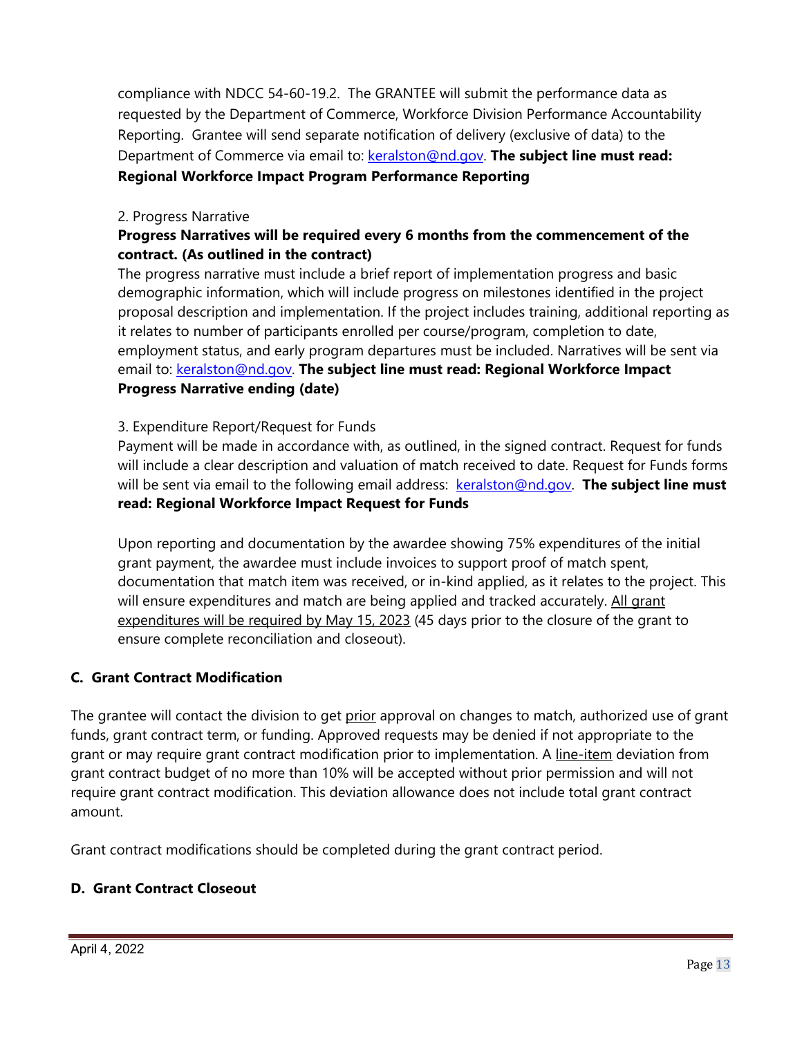compliance with NDCC 54-60-19.2. The GRANTEE will submit the performance data as requested by the Department of Commerce, Workforce Division Performance Accountability Reporting. Grantee will send separate notification of delivery (exclusive of data) to the Department of Commerce via email to: keralston@nd.gov. **The subject line must read: Regional Workforce Impact Program Performance Reporting**

2. Progress Narrative

**Progress Narratives will be required every 6 months from the commencement of the contract. (As outlined in the contract)**

The progress narrative must include a brief report of implementation progress and basic demographic information, which will include progress on milestones identified in the project proposal description and implementation. If the project includes training, additional reporting as it relates to number of participants enrolled per course/program, completion to date, employment status, and early program departures must be included. Narratives will be sent via email to: keralston@nd.gov. **The subject line must read: Regional Workforce Impact Progress Narrative ending (date)**

3. Expenditure Report/Request for Funds

Payment will be made in accordance with, as outlined, in the signed contract. Request for funds will include a clear description and valuation of match received to date. Request for Funds forms will be sent via email to the following email address: keralston@nd.gov. **The subject line must read: Regional Workforce Impact Request for Funds**

Upon reporting and documentation by the awardee showing 75% expenditures of the initial grant payment, the awardee must include invoices to support proof of match spent, documentation that match item was received, or in-kind applied, as it relates to the project. This will ensure expenditures and match are being applied and tracked accurately. <u>All grant expenditures will be required by May 15, 2023</u> (45 days prior to the closure of the grant to ensure complete reconciliation and closeout).

## C. Grant Contract Modification

The grantee will contact the division to get <u>prior</u> approval on changes to match, authorized use of grant funds, grant contract term, or funding. Approved requests may be denied if not appropriate to the grant or may require grant contract modification prior to implementation. A <u>line-item</u> deviation from grant contract budget of no more than 10% will be accepted without prior permission and will not require grant contract modification. This deviation allowance does not include total grant contract amount.

Grant contract modifications should be completed during the grant contract period.

## D. Grant Contract Closeout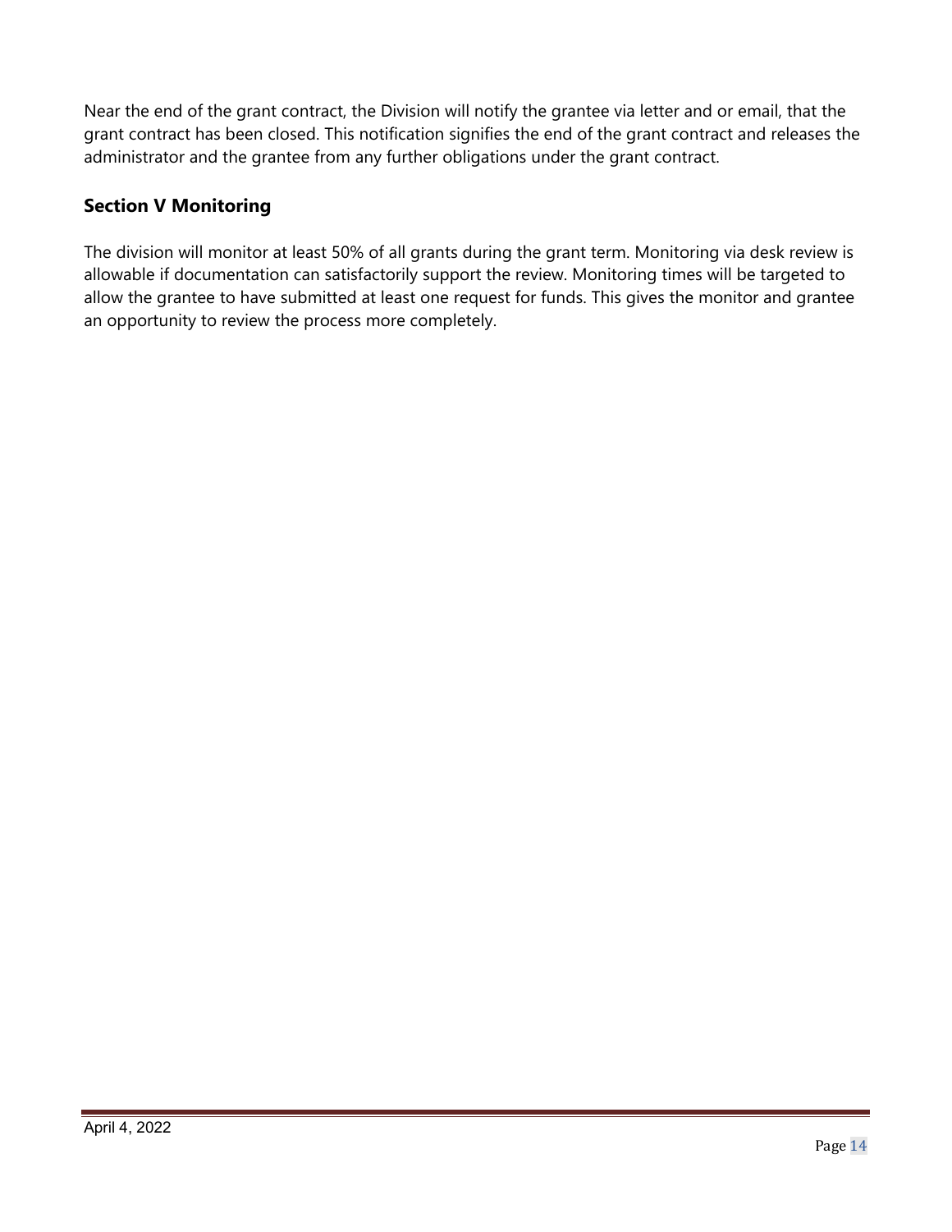Near the end of the grant contract, the Division will notify the grantee via letter and or email, that the grant contract has been closed. This notification signifies the end of the grant contract and releases the administrator and the grantee from any further obligations under the grant contract.

## Section V Monitoring

The division will monitor at least 50% of all grants during the grant term. Monitoring via desk review is allowable if documentation can satisfactorily support the review. Monitoring times will be targeted to allow the grantee to have submitted at least one request for funds. This gives the monitor and grantee an opportunity to review the process more completely.